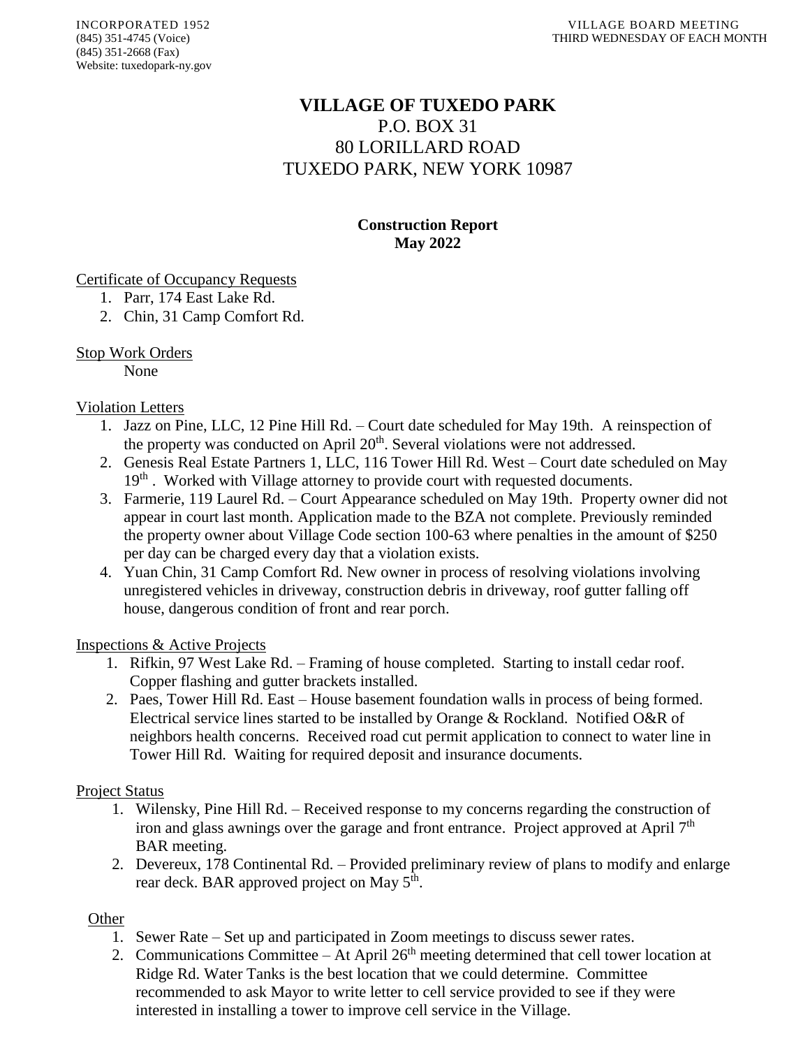INCORPORATED 1952
(845) 351-4745 (Voice)
(845) 351-2668 (Fax)
Website: tuxedopark-ny.gov

VILLAGE BOARD MEETING
THIRD WEDNESDAY OF EACH MONTH

# VILLAGE OF TUXEDO PARK

P.O. BOX 31
80 LORILLARD ROAD
TUXEDO PARK, NEW YORK 10987

## Construction Report
## May 2022

Certificate of Occupancy Requests

1. Parr, 174 East Lake Rd.
2. Chin, 31 Camp Comfort Rd.

Stop Work Orders

None

Violation Letters

1. Jazz on Pine, LLC, 12 Pine Hill Rd. – Court date scheduled for May 19th. A reinspection of the property was conducted on April 20th. Several violations were not addressed.
2. Genesis Real Estate Partners 1, LLC, 116 Tower Hill Rd. West – Court date scheduled on May 19th . Worked with Village attorney to provide court with requested documents.
3. Farmerie, 119 Laurel Rd. – Court Appearance scheduled on May 19th. Property owner did not appear in court last month. Application made to the BZA not complete. Previously reminded the property owner about Village Code section 100-63 where penalties in the amount of $250 per day can be charged every day that a violation exists.
4. Yuan Chin, 31 Camp Comfort Rd. New owner in process of resolving violations involving unregistered vehicles in driveway, construction debris in driveway, roof gutter falling off house, dangerous condition of front and rear porch.

Inspections & Active Projects

1. Rifkin, 97 West Lake Rd. – Framing of house completed. Starting to install cedar roof. Copper flashing and gutter brackets installed.
2. Paes, Tower Hill Rd. East – House basement foundation walls in process of being formed. Electrical service lines started to be installed by Orange & Rockland. Notified O&R of neighbors health concerns. Received road cut permit application to connect to water line in Tower Hill Rd. Waiting for required deposit and insurance documents.

Project Status

1. Wilensky, Pine Hill Rd. – Received response to my concerns regarding the construction of iron and glass awnings over the garage and front entrance. Project approved at April 7th BAR meeting.
2. Devereux, 178 Continental Rd. – Provided preliminary review of plans to modify and enlarge rear deck. BAR approved project on May 5th.

Other

1. Sewer Rate – Set up and participated in Zoom meetings to discuss sewer rates.
2. Communications Committee – At April 26th meeting determined that cell tower location at Ridge Rd. Water Tanks is the best location that we could determine. Committee recommended to ask Mayor to write letter to cell service provided to see if they were interested in installing a tower to improve cell service in the Village.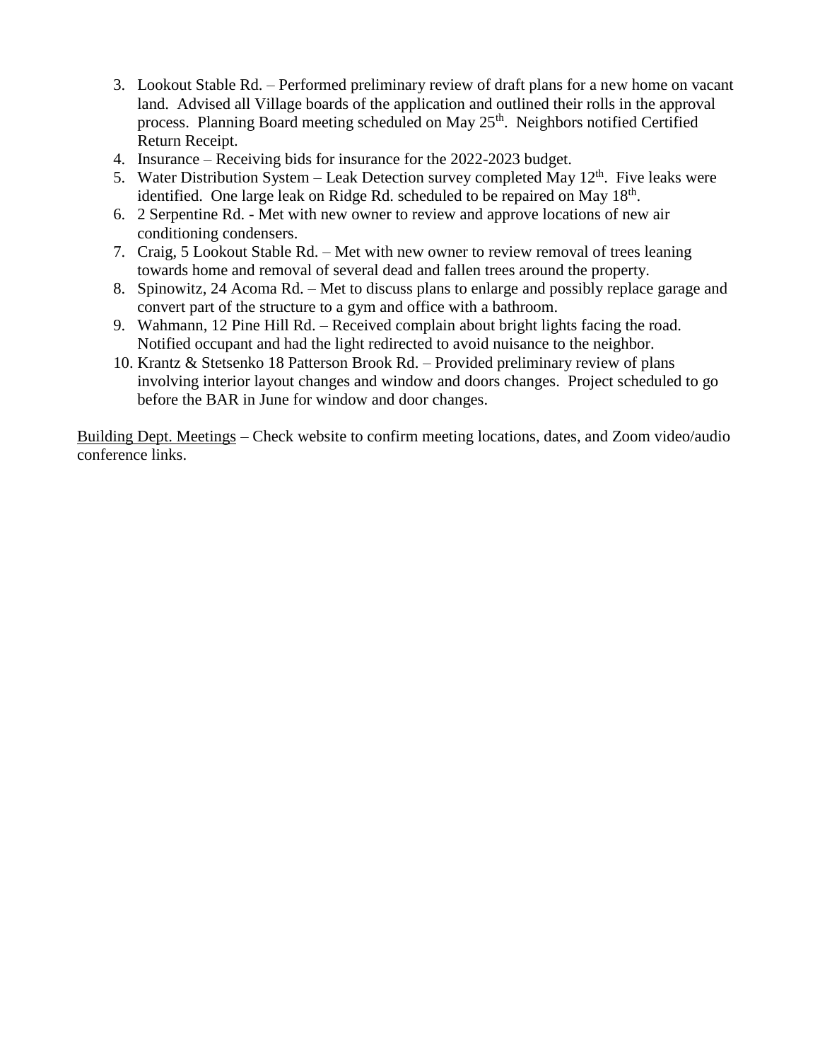3. Lookout Stable Rd. – Performed preliminary review of draft plans for a new home on vacant land. Advised all Village boards of the application and outlined their rolls in the approval process. Planning Board meeting scheduled on May 25th. Neighbors notified Certified Return Receipt.
4. Insurance – Receiving bids for insurance for the 2022-2023 budget.
5. Water Distribution System – Leak Detection survey completed May 12th. Five leaks were identified. One large leak on Ridge Rd. scheduled to be repaired on May 18th.
6. 2 Serpentine Rd. - Met with new owner to review and approve locations of new air conditioning condensers.
7. Craig, 5 Lookout Stable Rd. – Met with new owner to review removal of trees leaning towards home and removal of several dead and fallen trees around the property.
8. Spinowitz, 24 Acoma Rd. – Met to discuss plans to enlarge and possibly replace garage and convert part of the structure to a gym and office with a bathroom.
9. Wahmann, 12 Pine Hill Rd. – Received complain about bright lights facing the road. Notified occupant and had the light redirected to avoid nuisance to the neighbor.
10. Krantz & Stetsenko 18 Patterson Brook Rd. – Provided preliminary review of plans involving interior layout changes and window and doors changes. Project scheduled to go before the BAR in June for window and door changes.

<u>Building Dept. Meetings</u> – Check website to confirm meeting locations, dates, and Zoom video/audio conference links.